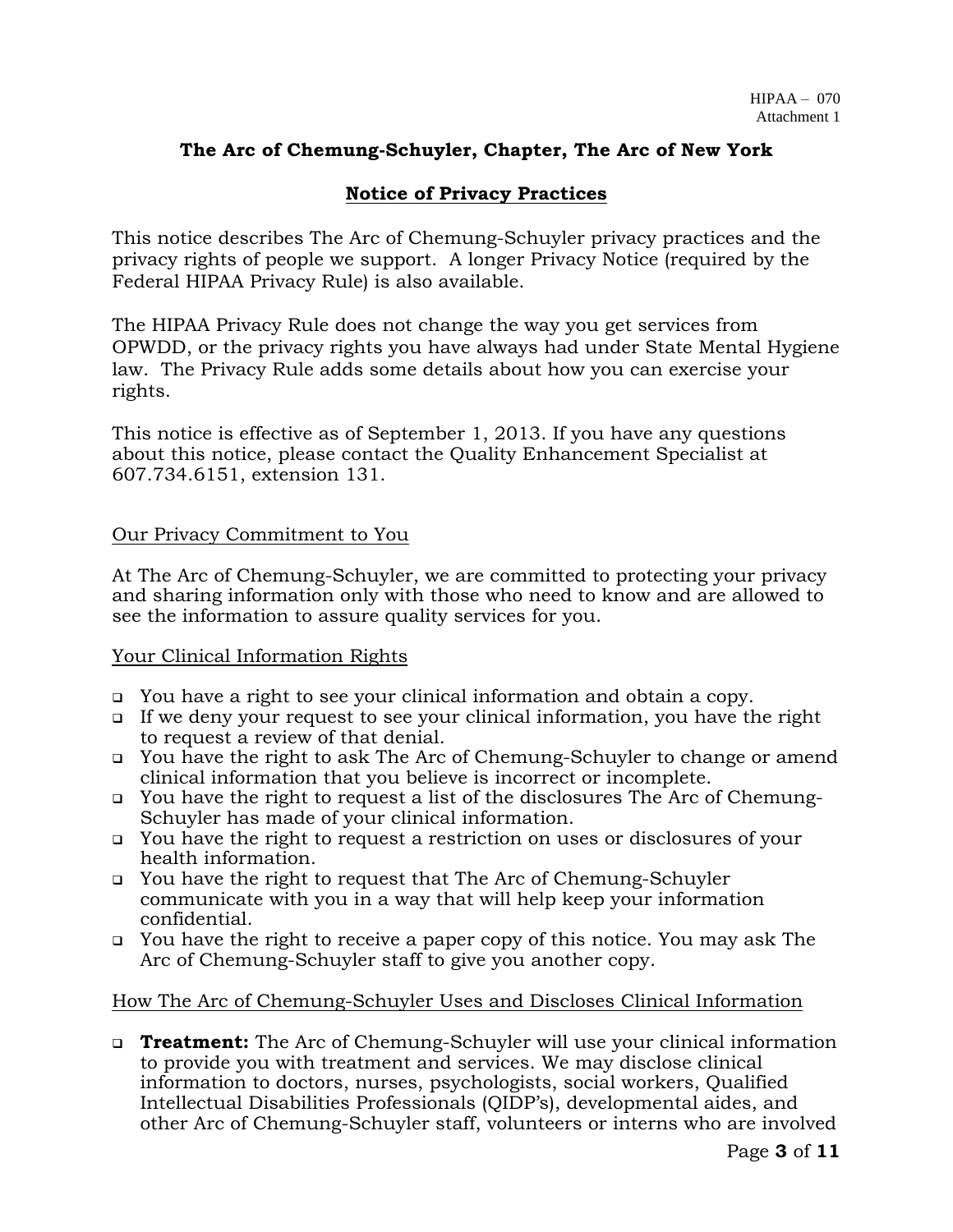HIPAA – 070
Attachment 1

# The Arc of Chemung-Schuyler, Chapter, The Arc of New York

## Notice of Privacy Practices

This notice describes The Arc of Chemung-Schuyler privacy practices and the privacy rights of people we support. A longer Privacy Notice (required by the Federal HIPAA Privacy Rule) is also available.

The HIPAA Privacy Rule does not change the way you get services from OPWDD, or the privacy rights you have always had under State Mental Hygiene law. The Privacy Rule adds some details about how you can exercise your rights.

This notice is effective as of September 1, 2013. If you have any questions about this notice, please contact the Quality Enhancement Specialist at 607.734.6151, extension 131.

### Our Privacy Commitment to You

At The Arc of Chemung-Schuyler, we are committed to protecting your privacy and sharing information only with those who need to know and are allowed to see the information to assure quality services for you.

### Your Clinical Information Rights

- You have a right to see your clinical information and obtain a copy.
- If we deny your request to see your clinical information, you have the right to request a review of that denial.
- You have the right to ask The Arc of Chemung-Schuyler to change or amend clinical information that you believe is incorrect or incomplete.
- You have the right to request a list of the disclosures The Arc of Chemung-Schuyler has made of your clinical information.
- You have the right to request a restriction on uses or disclosures of your health information.
- You have the right to request that The Arc of Chemung-Schuyler communicate with you in a way that will help keep your information confidential.
- You have the right to receive a paper copy of this notice. You may ask The Arc of Chemung-Schuyler staff to give you another copy.

### How The Arc of Chemung-Schuyler Uses and Discloses Clinical Information

- **Treatment:** The Arc of Chemung-Schuyler will use your clinical information to provide you with treatment and services. We may disclose clinical information to doctors, nurses, psychologists, social workers, Qualified Intellectual Disabilities Professionals (QIDP's), developmental aides, and other Arc of Chemung-Schuyler staff, volunteers or interns who are involved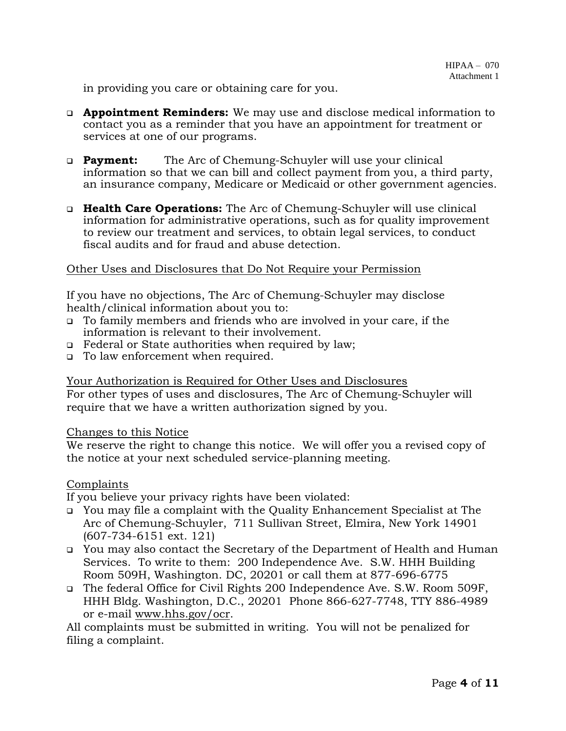in providing you care or obtaining care for you.

- **Appointment Reminders:** We may use and disclose medical information to contact you as a reminder that you have an appointment for treatment or services at one of our programs.
- **Payment:** The Arc of Chemung-Schuyler will use your clinical information so that we can bill and collect payment from you, a third party, an insurance company, Medicare or Medicaid or other government agencies.
- **Health Care Operations:** The Arc of Chemung-Schuyler will use clinical information for administrative operations, such as for quality improvement to review our treatment and services, to obtain legal services, to conduct fiscal audits and for fraud and abuse detection.

<u>Other Uses and Disclosures that Do Not Require your Permission</u>

If you have no objections, The Arc of Chemung-Schuyler may disclose health/clinical information about you to:

- To family members and friends who are involved in your care, if the information is relevant to their involvement.
- Federal or State authorities when required by law;
- To law enforcement when required.

<u>Your Authorization is Required for Other Uses and Disclosures</u>

For other types of uses and disclosures, The Arc of Chemung-Schuyler will require that we have a written authorization signed by you.

<u>Changes to this Notice</u>

We reserve the right to change this notice. We will offer you a revised copy of the notice at your next scheduled service-planning meeting.

<u>Complaints</u>

If you believe your privacy rights have been violated:

- You may file a complaint with the Quality Enhancement Specialist at The Arc of Chemung-Schuyler, 711 Sullivan Street, Elmira, New York 14901 (607-734-6151 ext. 121)
- You may also contact the Secretary of the Department of Health and Human Services. To write to them: 200 Independence Ave. S.W. HHH Building Room 509H, Washington. DC, 20201 or call them at 877-696-6775
- The federal Office for Civil Rights 200 Independence Ave. S.W. Room 509F, HHH Bldg. Washington, D.C., 20201 Phone 866-627-7748, TTY 886-4989 or e-mail www.hhs.gov/ocr.

All complaints must be submitted in writing. You will not be penalized for filing a complaint.